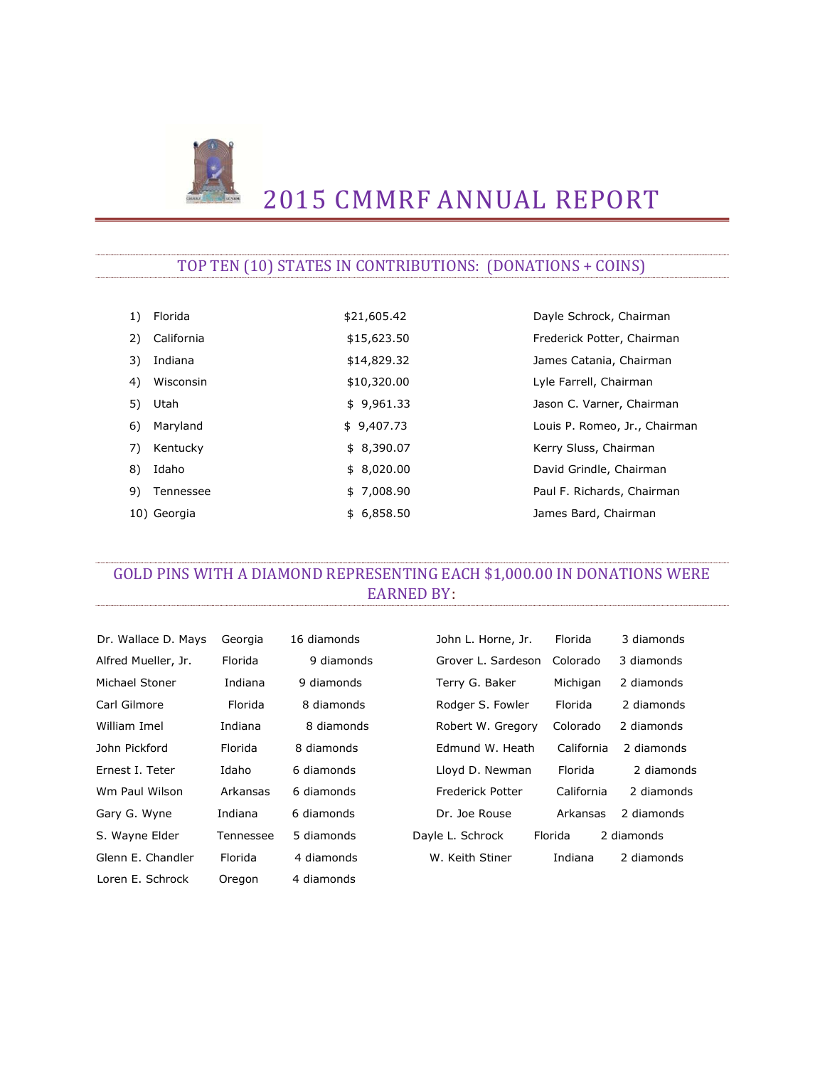# 2015 CMMRF ANNUAL REPORT

## TOP TEN (10) STATES IN CONTRIBUTIONS: (DONATIONS + COINS)

| | State | Amount | Chairman |
|---|---|---|---|
| 1) | Florida | $21,605.42 | Dayle Schrock, Chairman |
| 2) | California | $15,623.50 | Frederick Potter, Chairman |
| 3) | Indiana | $14,829.32 | James Catania, Chairman |
| 4) | Wisconsin | $10,320.00 | Lyle Farrell, Chairman |
| 5) | Utah | $ 9,961.33 | Jason C. Varner, Chairman |
| 6) | Maryland | $ 9,407.73 | Louis P. Romeo, Jr., Chairman |
| 7) | Kentucky | $ 8,390.07 | Kerry Sluss, Chairman |
| 8) | Idaho | $ 8,020.00 | David Grindle, Chairman |
| 9) | Tennessee | $ 7,008.90 | Paul F. Richards, Chairman |
| 10) | Georgia | $ 6,858.50 | James Bard, Chairman |

## GOLD PINS WITH A DIAMOND REPRESENTING EACH $1,000.00 IN DONATIONS WERE EARNED BY:

| Name | State | Diamonds |
|---|---|---|
| Dr. Wallace D. Mays | Georgia | 16 diamonds |
| Alfred Mueller, Jr. | Florida | 9 diamonds |
| Michael Stoner | Indiana | 9 diamonds |
| Carl Gilmore | Florida | 8 diamonds |
| William Imel | Indiana | 8 diamonds |
| John Pickford | Florida | 8 diamonds |
| Ernest I. Teter | Idaho | 6 diamonds |
| Wm Paul Wilson | Arkansas | 6 diamonds |
| Gary G. Wyne | Indiana | 6 diamonds |
| S. Wayne Elder | Tennessee | 5 diamonds |
| Glenn E. Chandler | Florida | 4 diamonds |
| Loren E. Schrock | Oregon | 4 diamonds |
| John L. Horne, Jr. | Florida | 3 diamonds |
| Grover L. Sardeson | Colorado | 3 diamonds |
| Terry G. Baker | Michigan | 2 diamonds |
| Rodger S. Fowler | Florida | 2 diamonds |
| Robert W. Gregory | Colorado | 2 diamonds |
| Edmund W. Heath | California | 2 diamonds |
| Lloyd D. Newman | Florida | 2 diamonds |
| Frederick Potter | California | 2 diamonds |
| Dr. Joe Rouse | Arkansas | 2 diamonds |
| Dayle L. Schrock | Florida | 2 diamonds |
| W. Keith Stiner | Indiana | 2 diamonds |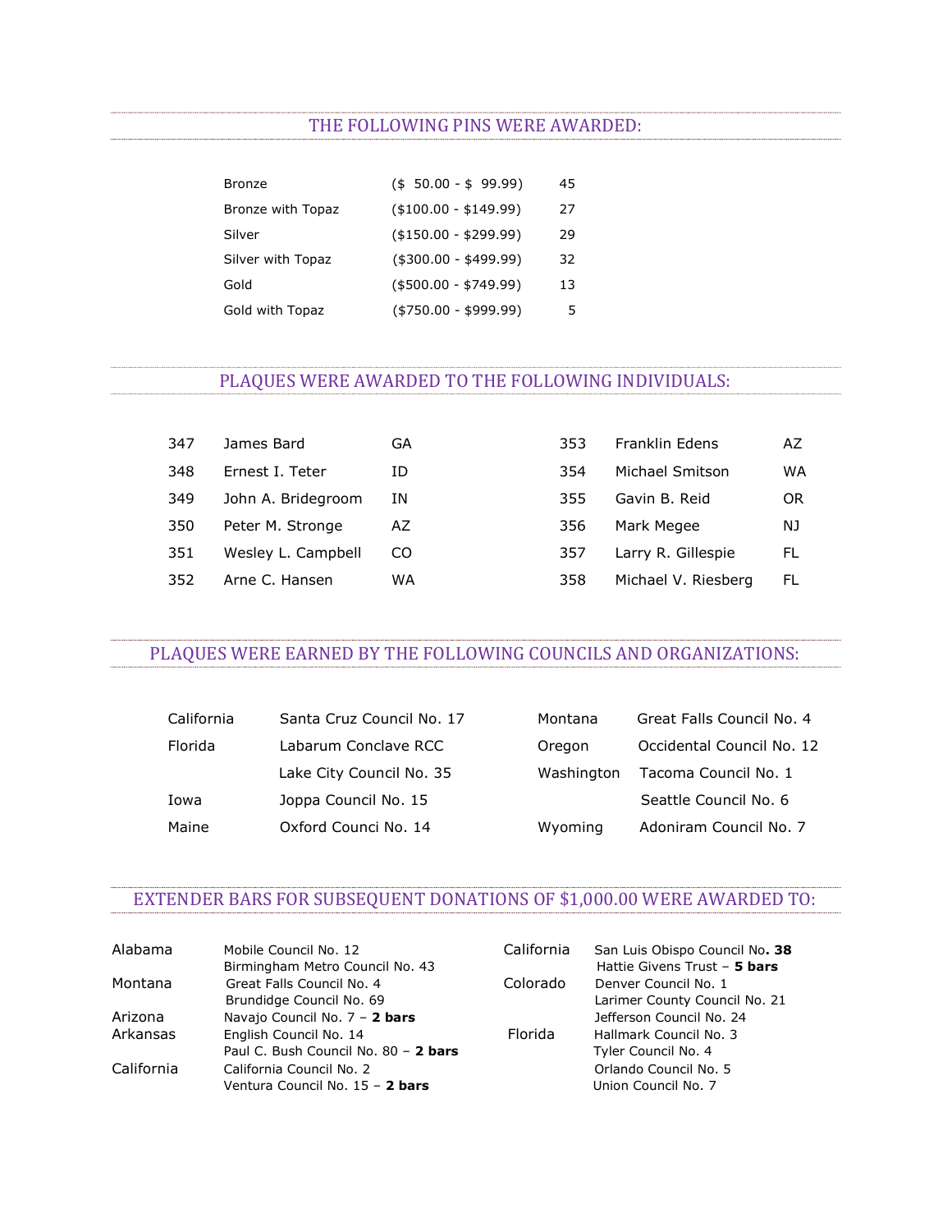## THE FOLLOWING PINS WERE AWARDED:

| | | |
|---|---|---|
| Bronze | ($ 50.00 - $ 99.99) | 45 |
| Bronze with Topaz | ($100.00 - $149.99) | 27 |
| Silver | ($150.00 - $299.99) | 29 |
| Silver with Topaz | ($300.00 - $499.99) | 32 |
| Gold | ($500.00 - $749.99) | 13 |
| Gold with Topaz | ($750.00 - $999.99) | 5 |

## PLAQUES WERE AWARDED TO THE FOLLOWING INDIVIDUALS:

| | | |
|---|---|---|
| 347 | James Bard | GA |
| 348 | Ernest I. Teter | ID |
| 349 | John A. Bridegroom | IN |
| 350 | Peter M. Stronge | AZ |
| 351 | Wesley L. Campbell | CO |
| 352 | Arne C. Hansen | WA |
| 353 | Franklin Edens | AZ |
| 354 | Michael Smitson | WA |
| 355 | Gavin B. Reid | OR |
| 356 | Mark Megee | NJ |
| 357 | Larry R. Gillespie | FL |
| 358 | Michael V. Riesberg | FL |

## PLAQUES WERE EARNED BY THE FOLLOWING COUNCILS AND ORGANIZATIONS:

| | |
|---|---|
| California | Santa Cruz Council No. 17 |
| Florida | Labarum Conclave RCC |
| | Lake City Council No. 35 |
| Iowa | Joppa Council No. 15 |
| Maine | Oxford Counci No. 14 |
| Montana | Great Falls Council No. 4 |
| Oregon | Occidental Council No. 12 |
| Washington | Tacoma Council No. 1 |
| | Seattle Council No. 6 |
| Wyoming | Adoniram Council No. 7 |

## EXTENDER BARS FOR SUBSEQUENT DONATIONS OF $1,000.00 WERE AWARDED TO:

| | |
|---|---|
| Alabama | Mobile Council No. 12 |
| | Birmingham Metro Council No. 43 |
| Montana | Great Falls Council No. 4 |
| | Brundidge Council No. 69 |
| Arizona | Navajo Council No. 7 – **2 bars** |
| Arkansas | English Council No. 14 |
| | Paul C. Bush Council No. 80 – **2 bars** |
| California | California Council No. 2 |
| | Ventura Council No. 15 – **2 bars** |
| California | San Luis Obispo Council No**. 38** |
| | Hattie Givens Trust – **5 bars** |
| Colorado | Denver Council No. 1 |
| | Larimer County Council No. 21 |
| | Jefferson Council No. 24 |
| Florida | Hallmark Council No. 3 |
| | Tyler Council No. 4 |
| | Orlando Council No. 5 |
| | Union Council No. 7 |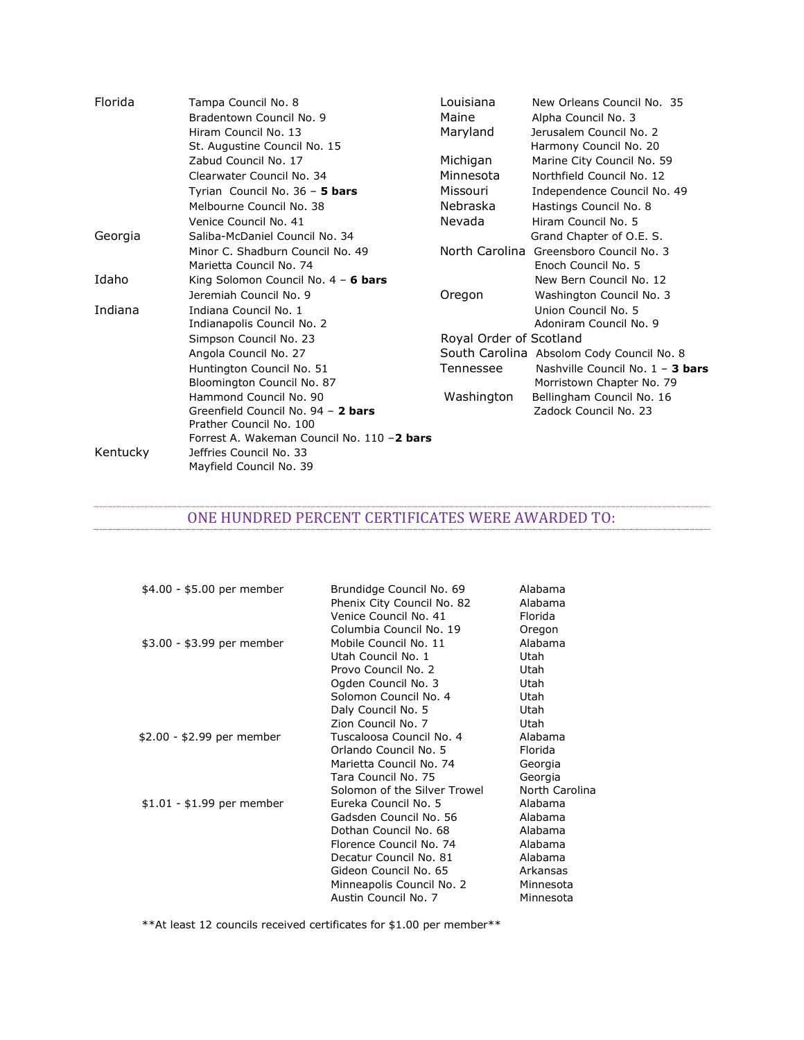| State | Council |
|---|---|
| Florida | Tampa Council No. 8 |
| | Bradentown Council No. 9 |
| | Hiram Council No. 13 |
| | St. Augustine Council No. 15 |
| | Zabud Council No. 17 |
| | Clearwater Council No. 34 |
| | Tyrian Council No. 36 – **5 bars** |
| | Melbourne Council No. 38 |
| | Venice Council No. 41 |
| Georgia | Saliba-McDaniel Council No. 34 |
| | Minor C. Shadburn Council No. 49 |
| | Marietta Council No. 74 |
| Idaho | King Solomon Council No. 4 – **6 bars** |
| | Jeremiah Council No. 9 |
| Indiana | Indiana Council No. 1 |
| | Indianapolis Council No. 2 |
| | Simpson Council No. 23 |
| | Angola Council No. 27 |
| | Huntington Council No. 51 |
| | Bloomington Council No. 87 |
| | Hammond Council No. 90 |
| | Greenfield Council No. 94 – **2 bars** |
| | Prather Council No. 100 |
| | Forrest A. Wakeman Council No. 110 –**2 bars** |
| Kentucky | Jeffries Council No. 33 |
| | Mayfield Council No. 39 |
| Louisiana | New Orleans Council No. 35 |
| Maine | Alpha Council No. 3 |
| Maryland | Jerusalem Council No. 2 |
| | Harmony Council No. 20 |
| Michigan | Marine City Council No. 59 |
| Minnesota | Northfield Council No. 12 |
| Missouri | Independence Council No. 49 |
| Nebraska | Hastings Council No. 8 |
| Nevada | Hiram Council No. 5 |
| | Grand Chapter of O.E. S. |
| North Carolina | Greensboro Council No. 3 |
| | Enoch Council No. 5 |
| | New Bern Council No. 12 |
| Oregon | Washington Council No. 3 |
| | Union Council No. 5 |
| | Adoniram Council No. 9 |
| Royal Order of Scotland | |
| South Carolina | Absolom Cody Council No. 8 |
| Tennessee | Nashville Council No. 1 – **3 bars** |
| | Morristown Chapter No. 79 |
| Washington | Bellingham Council No. 16 |
| | Zadock Council No. 23 |

## ONE HUNDRED PERCENT CERTIFICATES WERE AWARDED TO:

| Amount | Council | State |
|---|---|---|
| $4.00 - $5.00 per member | Brundidge Council No. 69 | Alabama |
| | Phenix City Council No. 82 | Alabama |
| | Venice Council No. 41 | Florida |
| | Columbia Council No. 19 | Oregon |
| $3.00 - $3.99 per member | Mobile Council No. 11 | Alabama |
| | Utah Council No. 1 | Utah |
| | Provo Council No. 2 | Utah |
| | Ogden Council No. 3 | Utah |
| | Solomon Council No. 4 | Utah |
| | Daly Council No. 5 | Utah |
| | Zion Council No. 7 | Utah |
| $2.00 - $2.99 per member | Tuscaloosa Council No. 4 | Alabama |
| | Orlando Council No. 5 | Florida |
| | Marietta Council No. 74 | Georgia |
| | Tara Council No. 75 | Georgia |
| | Solomon of the Silver Trowel | North Carolina |
| $1.01 - $1.99 per member | Eureka Council No. 5 | Alabama |
| | Gadsden Council No. 56 | Alabama |
| | Dothan Council No. 68 | Alabama |
| | Florence Council No. 74 | Alabama |
| | Decatur Council No. 81 | Alabama |
| | Gideon Council No. 65 | Arkansas |
| | Minneapolis Council No. 2 | Minnesota |
| | Austin Council No. 7 | Minnesota |

**At least 12 councils received certificates for $1.00 per member**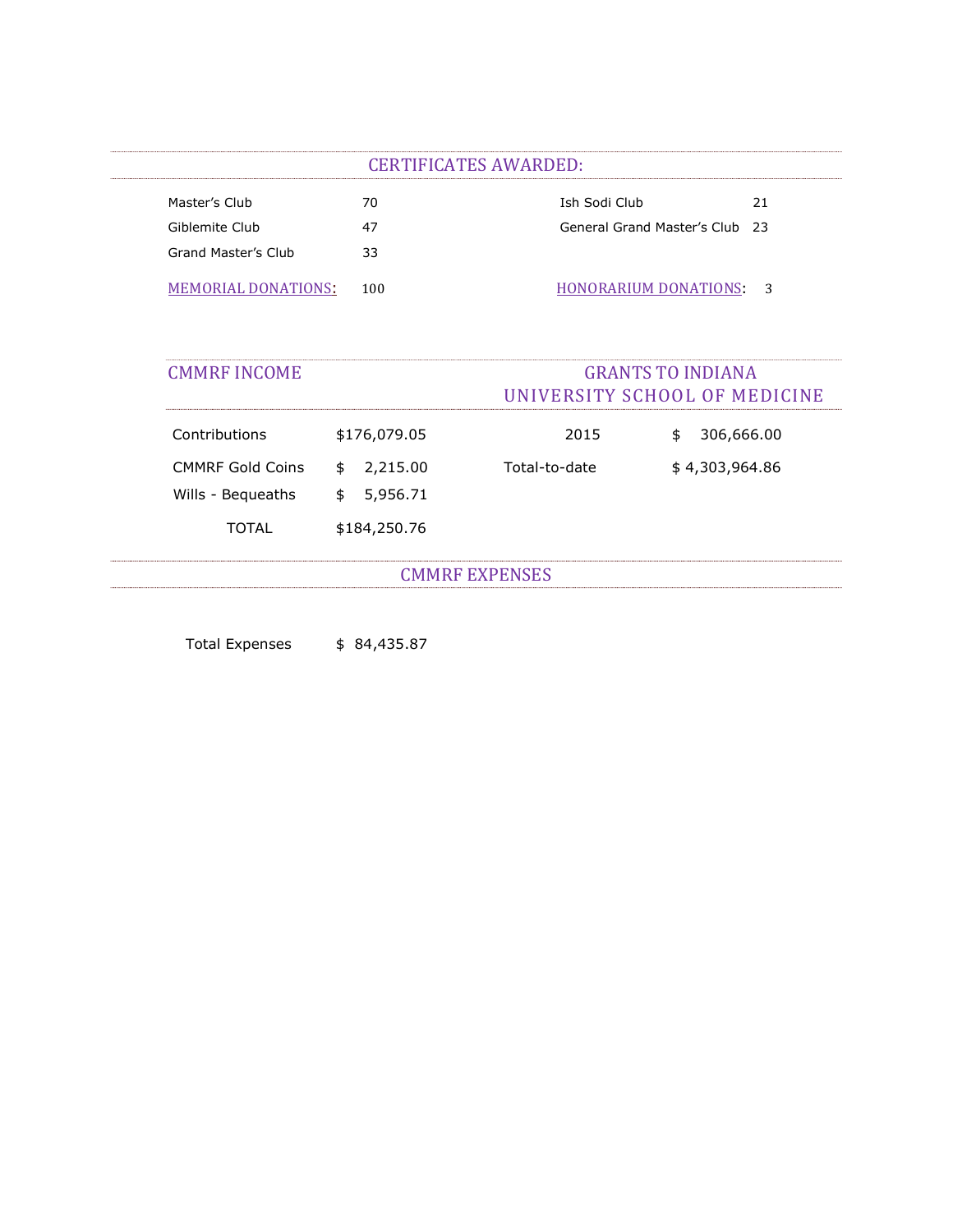## CERTIFICATES AWARDED:

| | | | |
|---|---|---|---|
| Master's Club | 70 | Ish Sodi Club | 21 |
| Giblemite Club | 47 | General Grand Master's Club | 23 |
| Grand Master's Club | 33 | | |

MEMORIAL DONATIONS: 100

HONORARIUM DONATIONS: 3

## CMMRF INCOME

| | |
|---|---|
| Contributions | $176,079.05 |
| CMMRF Gold Coins | $ 2,215.00 |
| Wills - Bequeaths | $ 5,956.71 |
| TOTAL | $184,250.76 |

## GRANTS TO INDIANA UNIVERSITY SCHOOL OF MEDICINE

| | |
|---|---|
| 2015 | $ 306,666.00 |
| Total-to-date | $ 4,303,964.86 |

## CMMRF EXPENSES

Total Expenses $ 84,435.87